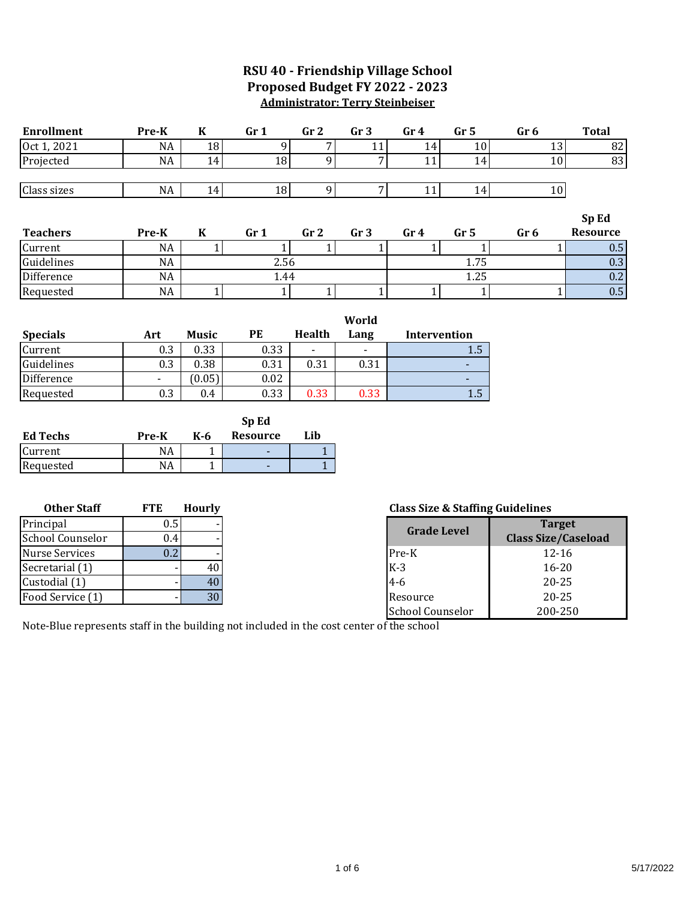# RSU 40 - Friendship Village School
## Proposed Budget FY 2022 - 2023
**Administrator: Terry Steinbeiser**

| Enrollment | Pre-K | K | Gr 1 | Gr 2 | Gr 3 | Gr 4 | Gr 5 | Gr 6 | Total |
|---|---|---|---|---|---|---|---|---|---|
| Oct 1, 2021 | NA | 18 | 9 | 7 | 11 | 14 | 10 | 13 | 82 |
| Projected | NA | 14 | 18 | 9 | 7 | 11 | 14 | 10 | 83 |
| | | | | | | | | | |
| Class sizes | NA | 14 | 18 | 9 | 7 | 11 | 14 | 10 | |

| Teachers | Pre-K | K | Gr 1 | Gr 2 | Gr 3 | Gr 4 | Gr 5 | Gr 6 | Sp Ed Resource |
|---|---|---|---|---|---|---|---|---|---|
| Current | NA | 1 | 1 | 1 | 1 | 1 | 1 | 1 | 0.5 |
| Guidelines | NA | | 2.56 | | | | 1.75 | | 0.3 |
| Difference | NA | | 1.44 | | | | 1.25 | | 0.2 |
| Requested | NA | 1 | 1 | 1 | 1 | 1 | 1 | 1 | 0.5 |

| Specials | Art | Music | PE | Health | World Lang | Intervention |
|---|---|---|---|---|---|---|
| Current | 0.3 | 0.33 | 0.33 | - | - | 1.5 |
| Guidelines | 0.3 | 0.38 | 0.31 | 0.31 | 0.31 | - |
| Difference | - | (0.05) | 0.02 | | | - |
| Requested | 0.3 | 0.4 | 0.33 | 0.33 | 0.33 | 1.5 |

| Ed Techs | Pre-K | K-6 | Sp Ed Resource | Lib |
|---|---|---|---|---|
| Current | NA | 1 | - | 1 |
| Requested | NA | 1 | - | 1 |

| Other Staff | FTE | Hourly |
|---|---|---|
| Principal | 0.5 | - |
| School Counselor | 0.4 | - |
| Nurse Services | 0.2 | - |
| Secretarial (1) | - | 40 |
| Custodial (1) | - | 40 |
| Food Service (1) | - | 30 |

**Class Size & Staffing Guidelines**

| Grade Level | Target Class Size/Caseload |
|---|---|
| Pre-K | 12-16 |
| K-3 | 16-20 |
| 4-6 | 20-25 |
| Resource | 20-25 |
| School Counselor | 200-250 |

Note-Blue represents staff in the building not included in the cost center of the school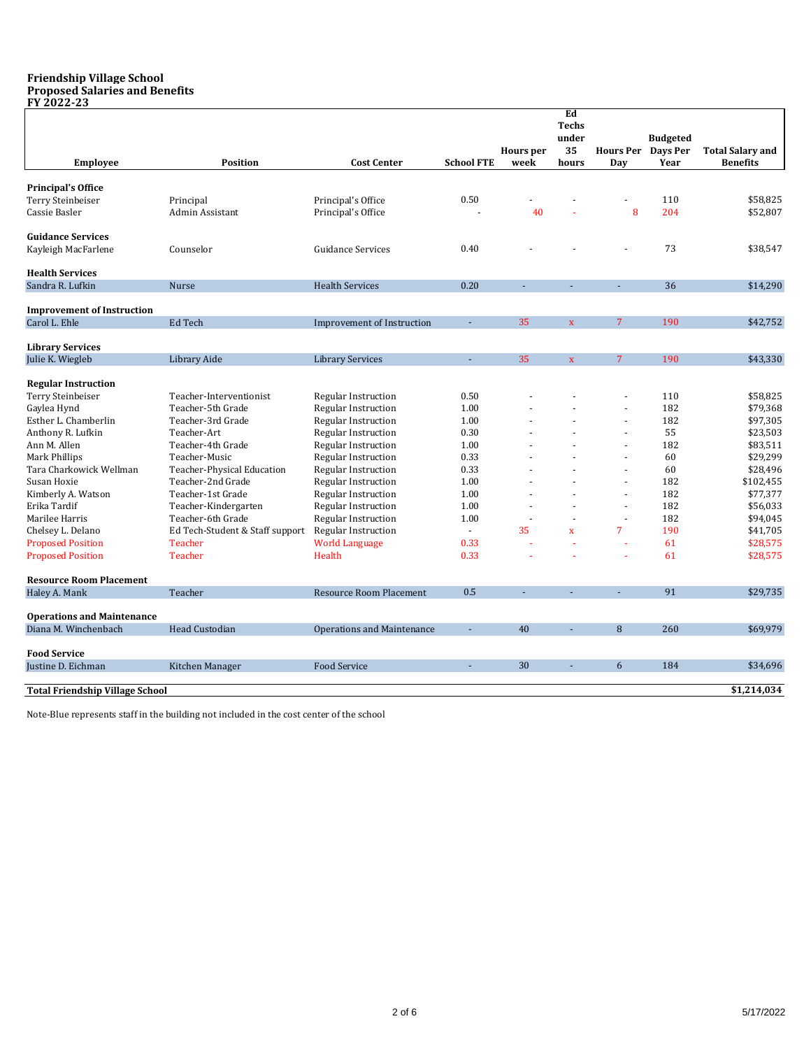**Friendship Village School**
**Proposed Salaries and Benefits**
**FY 2022-23**

| Employee | Position | Cost Center | School FTE | Hours per week | Ed Techs under 35 hours | Hours Per Day | Budgeted Days Per Year | Total Salary and Benefits |
|---|---|---|---|---|---|---|---|---|
| **Principal's Office** | | | | | | | | |
| Terry Steinbeiser | Principal | Principal's Office | 0.50 | - | - | - | 110 | $58,825 |
| Cassie Basler | Admin Assistant | Principal's Office | - | 40 | - | 8 | 204 | $52,807 |
| **Guidance Services** | | | | | | | | |
| Kayleigh MacFarlene | Counselor | Guidance Services | 0.40 | - | - | - | 73 | $38,547 |
| **Health Services** | | | | | | | | |
| Sandra R. Lufkin | Nurse | Health Services | 0.20 | - | - | - | 36 | $14,290 |
| **Improvement of Instruction** | | | | | | | | |
| Carol L. Ehle | Ed Tech | Improvement of Instruction | - | 35 | x | 7 | 190 | $42,752 |
| **Library Services** | | | | | | | | |
| Julie K. Wiegleb | Library Aide | Library Services | - | 35 | x | 7 | 190 | $43,330 |
| **Regular Instruction** | | | | | | | | |
| Terry Steinbeiser | Teacher-Interventionist | Regular Instruction | 0.50 | - | - | - | 110 | $58,825 |
| Gaylea Hynd | Teacher-5th Grade | Regular Instruction | 1.00 | - | - | - | 182 | $79,368 |
| Esther L. Chamberlin | Teacher-3rd Grade | Regular Instruction | 1.00 | - | - | - | 182 | $97,305 |
| Anthony R. Lufkin | Teacher-Art | Regular Instruction | 0.30 | - | - | - | 55 | $23,503 |
| Ann M. Allen | Teacher-4th Grade | Regular Instruction | 1.00 | - | - | - | 182 | $83,511 |
| Mark Phillips | Teacher-Music | Regular Instruction | 0.33 | - | - | - | 60 | $29,299 |
| Tara Charkowick Wellman | Teacher-Physical Education | Regular Instruction | 0.33 | - | - | - | 60 | $28,496 |
| Susan Hoxie | Teacher-2nd Grade | Regular Instruction | 1.00 | - | - | - | 182 | $102,455 |
| Kimberly A. Watson | Teacher-1st Grade | Regular Instruction | 1.00 | - | - | - | 182 | $77,377 |
| Erika Tardif | Teacher-Kindergarten | Regular Instruction | 1.00 | - | - | - | 182 | $56,033 |
| Marilee Harris | Teacher-6th Grade | Regular Instruction | 1.00 | - | - | - | 182 | $94,045 |
| Chelsey L. Delano | Ed Tech-Student & Staff support | Regular Instruction | - | 35 | x | 7 | 190 | $41,705 |
| Proposed Position | Teacher | World Language | 0.33 | - | - | - | 61 | $28,575 |
| Proposed Position | Teacher | Health | 0.33 | - | - | - | 61 | $28,575 |
| **Resource Room Placement** | | | | | | | | |
| Haley A. Mank | Teacher | Resource Room Placement | 0.5 | - | - | - | 91 | $29,735 |
| **Operations and Maintenance** | | | | | | | | |
| Diana M. Winchenbach | Head Custodian | Operations and Maintenance | - | 40 | - | 8 | 260 | $69,979 |
| **Food Service** | | | | | | | | |
| Justine D. Eichman | Kitchen Manager | Food Service | - | 30 | - | 6 | 184 | $34,696 |
| **Total Friendship Village School** | | | | | | | | **$1,214,034** |

Note-Blue represents staff in the building not included in the cost center of the school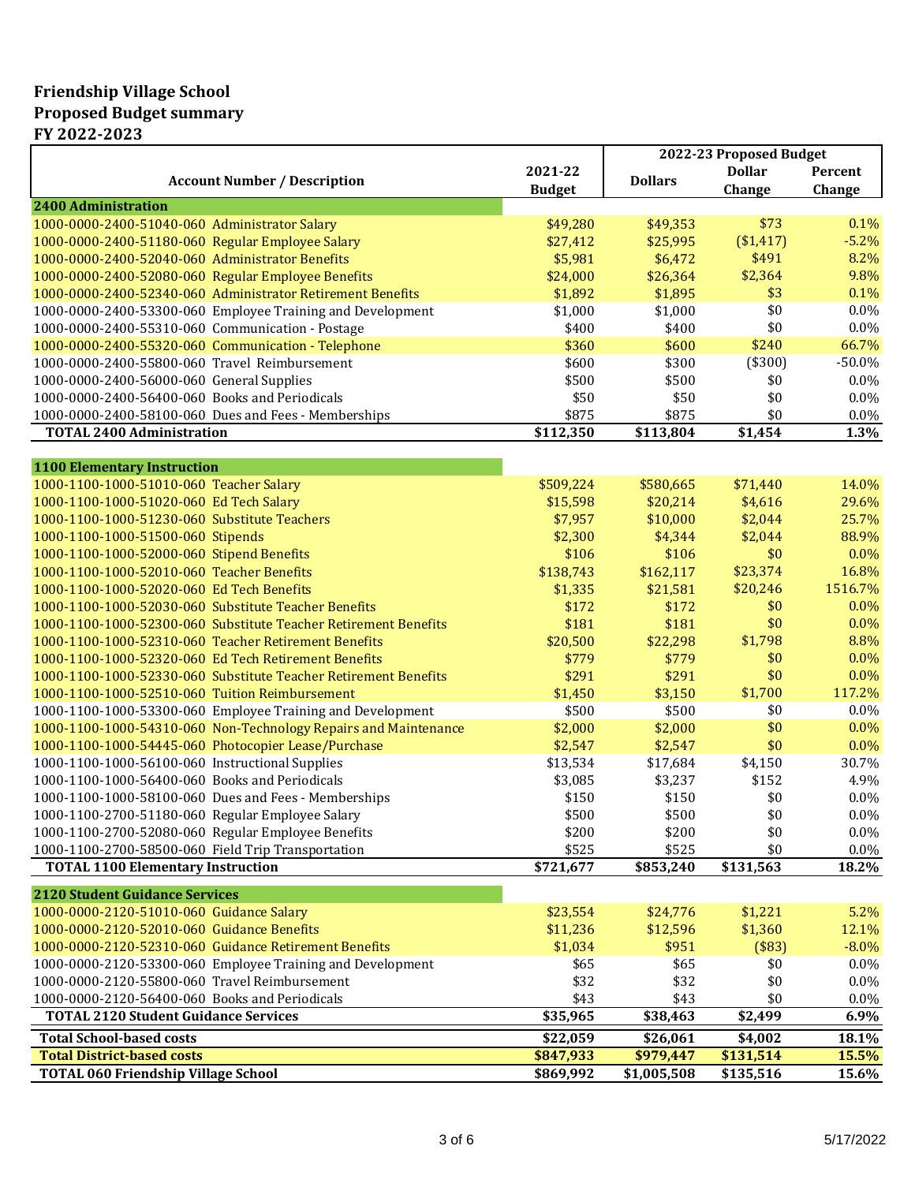**Friendship Village School**
**Proposed Budget summary**
**FY 2022-2023**

| Account Number / Description | 2021-22 Budget | 2022-23 Proposed Budget | | |
|---|---|---|---|---|
| | | Dollars | Dollar Change | Percent Change |
| **2400 Administration** | | | | |
| 1000-0000-2400-51040-060 Administrator Salary | $49,280 | $49,353 | $73 | 0.1% |
| 1000-0000-2400-51180-060 Regular Employee Salary | $27,412 | $25,995 | ($1,417) | -5.2% |
| 1000-0000-2400-52040-060 Administrator Benefits | $5,981 | $6,472 | $491 | 8.2% |
| 1000-0000-2400-52080-060 Regular Employee Benefits | $24,000 | $26,364 | $2,364 | 9.8% |
| 1000-0000-2400-52340-060 Administrator Retirement Benefits | $1,892 | $1,895 | $3 | 0.1% |
| 1000-0000-2400-53300-060 Employee Training and Development | $1,000 | $1,000 | $0 | 0.0% |
| 1000-0000-2400-55310-060 Communication - Postage | $400 | $400 | $0 | 0.0% |
| 1000-0000-2400-55320-060 Communication - Telephone | $360 | $600 | $240 | 66.7% |
| 1000-0000-2400-55800-060 Travel Reimbursement | $600 | $300 | ($300) | -50.0% |
| 1000-0000-2400-56000-060 General Supplies | $500 | $500 | $0 | 0.0% |
| 1000-0000-2400-56400-060 Books and Periodicals | $50 | $50 | $0 | 0.0% |
| 1000-0000-2400-58100-060 Dues and Fees - Memberships | $875 | $875 | $0 | 0.0% |
| **TOTAL 2400 Administration** | **$112,350** | **$113,804** | **$1,454** | **1.3%** |
| | | | | |
| **1100 Elementary Instruction** | | | | |
| 1000-1100-1000-51010-060 Teacher Salary | $509,224 | $580,665 | $71,440 | 14.0% |
| 1000-1100-1000-51020-060 Ed Tech Salary | $15,598 | $20,214 | $4,616 | 29.6% |
| 1000-1100-1000-51230-060 Substitute Teachers | $7,957 | $10,000 | $2,044 | 25.7% |
| 1000-1100-1000-51500-060 Stipends | $2,300 | $4,344 | $2,044 | 88.9% |
| 1000-1100-1000-52000-060 Stipend Benefits | $106 | $106 | $0 | 0.0% |
| 1000-1100-1000-52010-060 Teacher Benefits | $138,743 | $162,117 | $23,374 | 16.8% |
| 1000-1100-1000-52020-060 Ed Tech Benefits | $1,335 | $21,581 | $20,246 | 1516.7% |
| 1000-1100-1000-52030-060 Substitute Teacher Benefits | $172 | $172 | $0 | 0.0% |
| 1000-1100-1000-52300-060 Substitute Teacher Retirement Benefits | $181 | $181 | $0 | 0.0% |
| 1000-1100-1000-52310-060 Teacher Retirement Benefits | $20,500 | $22,298 | $1,798 | 8.8% |
| 1000-1100-1000-52320-060 Ed Tech Retirement Benefits | $779 | $779 | $0 | 0.0% |
| 1000-1100-1000-52330-060 Substitute Teacher Retirement Benefits | $291 | $291 | $0 | 0.0% |
| 1000-1100-1000-52510-060 Tuition Reimbursement | $1,450 | $3,150 | $1,700 | 117.2% |
| 1000-1100-1000-53300-060 Employee Training and Development | $500 | $500 | $0 | 0.0% |
| 1000-1100-1000-54310-060 Non-Technology Repairs and Maintenance | $2,000 | $2,000 | $0 | 0.0% |
| 1000-1100-1000-54445-060 Photocopier Lease/Purchase | $2,547 | $2,547 | $0 | 0.0% |
| 1000-1100-1000-56100-060 Instructional Supplies | $13,534 | $17,684 | $4,150 | 30.7% |
| 1000-1100-1000-56400-060 Books and Periodicals | $3,085 | $3,237 | $152 | 4.9% |
| 1000-1100-1000-58100-060 Dues and Fees - Memberships | $150 | $150 | $0 | 0.0% |
| 1000-1100-2700-51180-060 Regular Employee Salary | $500 | $500 | $0 | 0.0% |
| 1000-1100-2700-52080-060 Regular Employee Benefits | $200 | $200 | $0 | 0.0% |
| 1000-1100-2700-58500-060 Field Trip Transportation | $525 | $525 | $0 | 0.0% |
| **TOTAL 1100 Elementary Instruction** | **$721,677** | **$853,240** | **$131,563** | **18.2%** |
| | | | | |
| **2120 Student Guidance Services** | | | | |
| 1000-0000-2120-51010-060 Guidance Salary | $23,554 | $24,776 | $1,221 | 5.2% |
| 1000-0000-2120-52010-060 Guidance Benefits | $11,236 | $12,596 | $1,360 | 12.1% |
| 1000-0000-2120-52310-060 Guidance Retirement Benefits | $1,034 | $951 | ($83) | -8.0% |
| 1000-0000-2120-53300-060 Employee Training and Development | $65 | $65 | $0 | 0.0% |
| 1000-0000-2120-55800-060 Travel Reimbursement | $32 | $32 | $0 | 0.0% |
| 1000-0000-2120-56400-060 Books and Periodicals | $43 | $43 | $0 | 0.0% |
| **TOTAL 2120 Student Guidance Services** | **$35,965** | **$38,463** | **$2,499** | **6.9%** |
| **Total School-based costs** | **$22,059** | **$26,061** | **$4,002** | **18.1%** |
| **Total District-based costs** | **$847,933** | **$979,447** | **$131,514** | **15.5%** |
| **TOTAL 060 Friendship Village School** | **$869,992** | **$1,005,508** | **$135,516** | **15.6%** |

5/17/2022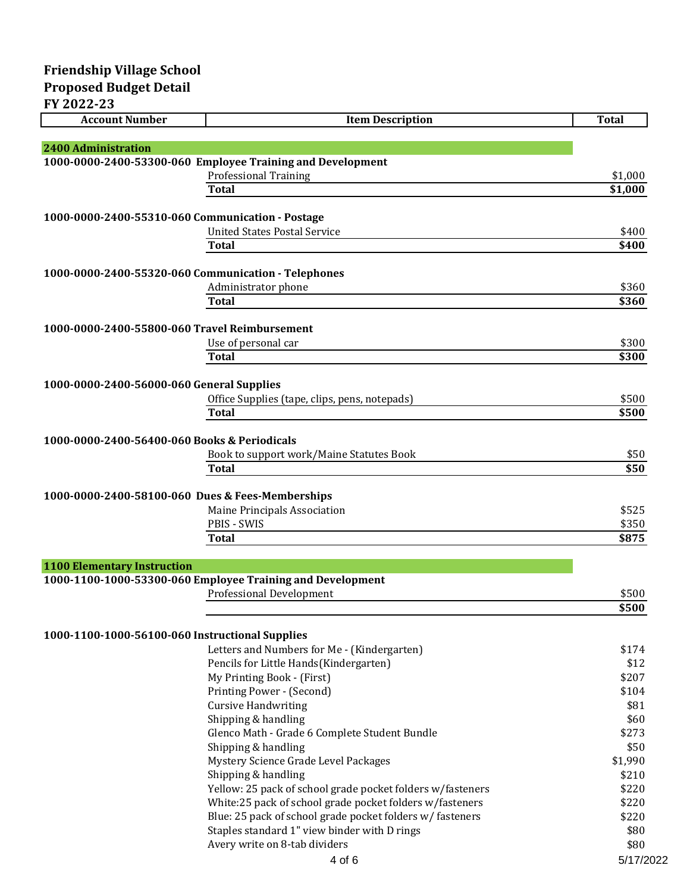# Friendship Village School
## Proposed Budget Detail
## FY 2022-23

| Account Number | Item Description | Total |
|---|---|---|
| **2400 Administration** | | |
| **1000-0000-2400-53300-060 Employee Training and Development** | | |
| | Professional Training | $1,000 |
| | **Total** | **$1,000** |
| **1000-0000-2400-55310-060 Communication - Postage** | | |
| | United States Postal Service | $400 |
| | **Total** | **$400** |
| **1000-0000-2400-55320-060 Communication - Telephones** | | |
| | Administrator phone | $360 |
| | **Total** | **$360** |
| **1000-0000-2400-55800-060 Travel Reimbursement** | | |
| | Use of personal car | $300 |
| | **Total** | **$300** |
| **1000-0000-2400-56000-060 General Supplies** | | |
| | Office Supplies (tape, clips, pens, notepads) | $500 |
| | **Total** | **$500** |
| **1000-0000-2400-56400-060 Books & Periodicals** | | |
| | Book to support work/Maine Statutes Book | $50 |
| | **Total** | **$50** |
| **1000-0000-2400-58100-060 Dues & Fees-Memberships** | | |
| | Maine Principals Association | $525 |
| | PBIS - SWIS | $350 |
| | **Total** | **$875** |
| **1100 Elementary Instruction** | | |
| **1000-1100-1000-53300-060 Employee Training and Development** | | |
| | Professional Development | $500 |
| | | **$500** |
| **1000-1100-1000-56100-060 Instructional Supplies** | | |
| | Letters and Numbers for Me - (Kindergarten) | $174 |
| | Pencils for Little Hands(Kindergarten) | $12 |
| | My Printing Book - (First) | $207 |
| | Printing Power - (Second) | $104 |
| | Cursive Handwriting | $81 |
| | Shipping & handling | $60 |
| | Glenco Math - Grade 6 Complete Student Bundle | $273 |
| | Shipping & handling | $50 |
| | Mystery Science Grade Level Packages | $1,990 |
| | Shipping & handling | $210 |
| | Yellow: 25 pack of school grade pocket folders w/fasteners | $220 |
| | White:25 pack of school grade pocket folders w/fasteners | $220 |
| | Blue: 25 pack of school grade pocket folders w/ fasteners | $220 |
| | Staples standard 1" view binder with D rings | $80 |
| | Avery write on 8-tab dividers | $80 |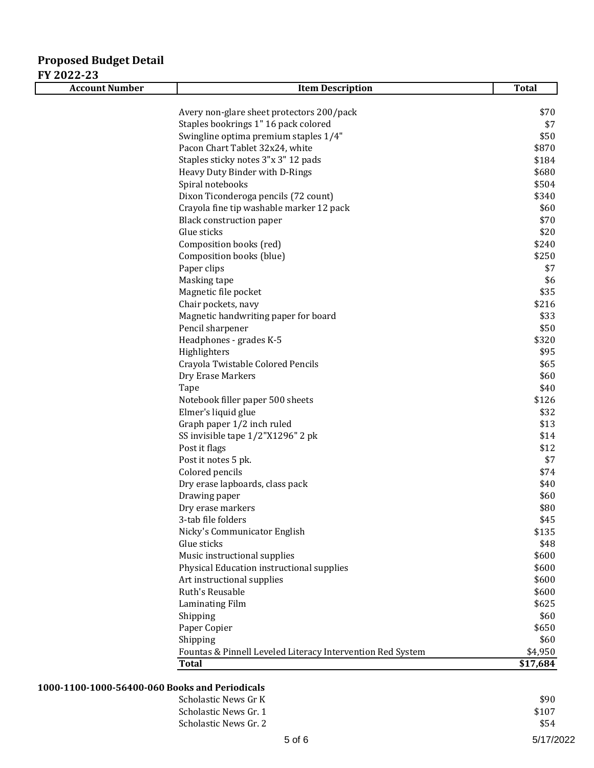## Proposed Budget Detail
## FY 2022-23

| Account Number | Item Description | Total |
|---|---|---|
| | Avery non-glare sheet protectors 200/pack | $70 |
| | Staples bookrings 1" 16 pack colored | $7 |
| | Swingline optima premium staples 1/4" | $50 |
| | Pacon Chart Tablet 32x24, white | $870 |
| | Staples sticky notes 3"x 3" 12 pads | $184 |
| | Heavy Duty Binder with D-Rings | $680 |
| | Spiral notebooks | $504 |
| | Dixon Ticonderoga pencils (72 count) | $340 |
| | Crayola fine tip washable marker 12 pack | $60 |
| | Black construction paper | $70 |
| | Glue sticks | $20 |
| | Composition books (red) | $240 |
| | Composition books (blue) | $250 |
| | Paper clips | $7 |
| | Masking tape | $6 |
| | Magnetic file pocket | $35 |
| | Chair pockets, navy | $216 |
| | Magnetic handwriting paper for board | $33 |
| | Pencil sharpener | $50 |
| | Headphones - grades K-5 | $320 |
| | Highlighters | $95 |
| | Crayola Twistable Colored Pencils | $65 |
| | Dry Erase Markers | $60 |
| | Tape | $40 |
| | Notebook filler paper 500 sheets | $126 |
| | Elmer's liquid glue | $32 |
| | Graph paper 1/2 inch ruled | $13 |
| | SS invisible tape 1/2"X1296" 2 pk | $14 |
| | Post it flags | $12 |
| | Post it notes 5 pk. | $7 |
| | Colored pencils | $74 |
| | Dry erase lapboards, class pack | $40 |
| | Drawing paper | $60 |
| | Dry erase markers | $80 |
| | 3-tab file folders | $45 |
| | Nicky's Communicator English | $135 |
| | Glue sticks | $48 |
| | Music instructional supplies | $600 |
| | Physical Education instructional supplies | $600 |
| | Art instructional supplies | $600 |
| | Ruth's Reusable | $600 |
| | Laminating Film | $625 |
| | Shipping | $60 |
| | Paper Copier | $650 |
| | Shipping | $60 |
| | Fountas & Pinnell Leveled Literacy Intervention Red System | $4,950 |
| | **Total** | **$17,684** |

**1000-1100-1000-56400-060 Books and Periodicals**

| Account Number | Item Description | Total |
|---|---|---|
| | Scholastic News Gr K | $90 |
| | Scholastic News Gr. 1 | $107 |
| | Scholastic News Gr. 2 | $54 |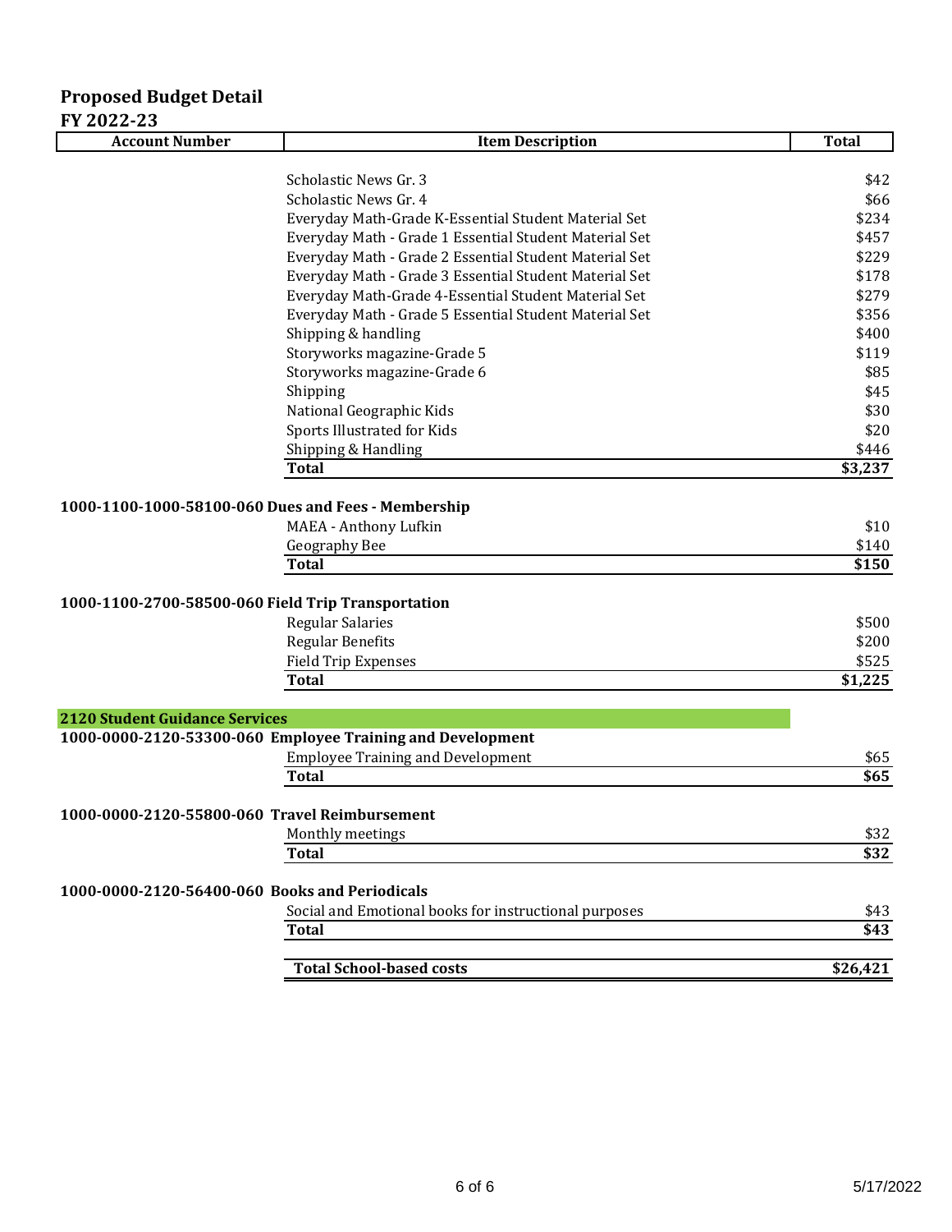## Proposed Budget Detail
### FY 2022-23

| Account Number | Item Description | Total |
|---|---|---|
| | Scholastic News Gr. 3 | $42 |
| | Scholastic News Gr. 4 | $66 |
| | Everyday Math-Grade K-Essential Student Material Set | $234 |
| | Everyday Math - Grade 1 Essential Student Material Set | $457 |
| | Everyday Math - Grade 2 Essential Student Material Set | $229 |
| | Everyday Math - Grade 3 Essential Student Material Set | $178 |
| | Everyday Math-Grade 4-Essential Student Material Set | $279 |
| | Everyday Math - Grade 5 Essential Student Material Set | $356 |
| | Shipping & handling | $400 |
| | Storyworks magazine-Grade 5 | $119 |
| | Storyworks magazine-Grade 6 | $85 |
| | Shipping | $45 |
| | National Geographic Kids | $30 |
| | Sports Illustrated for Kids | $20 |
| | Shipping & Handling | $446 |
| | **Total** | **$3,237** |
| **1000-1100-1000-58100-060 Dues and Fees - Membership** | | |
| | MAEA - Anthony Lufkin | $10 |
| | Geography Bee | $140 |
| | **Total** | **$150** |
| **1000-1100-2700-58500-060 Field Trip Transportation** | | |
| | Regular Salaries | $500 |
| | Regular Benefits | $200 |
| | Field Trip Expenses | $525 |
| | **Total** | **$1,225** |
| **2120 Student Guidance Services** | | |
| **1000-0000-2120-53300-060 Employee Training and Development** | | |
| | Employee Training and Development | $65 |
| | **Total** | **$65** |
| **1000-0000-2120-55800-060 Travel Reimbursement** | | |
| | Monthly meetings | $32 |
| | **Total** | **$32** |
| **1000-0000-2120-56400-060 Books and Periodicals** | | |
| | Social and Emotional books for instructional purposes | $43 |
| | **Total** | **$43** |
| | **Total School-based costs** | **$26,421** |

5/17/2022